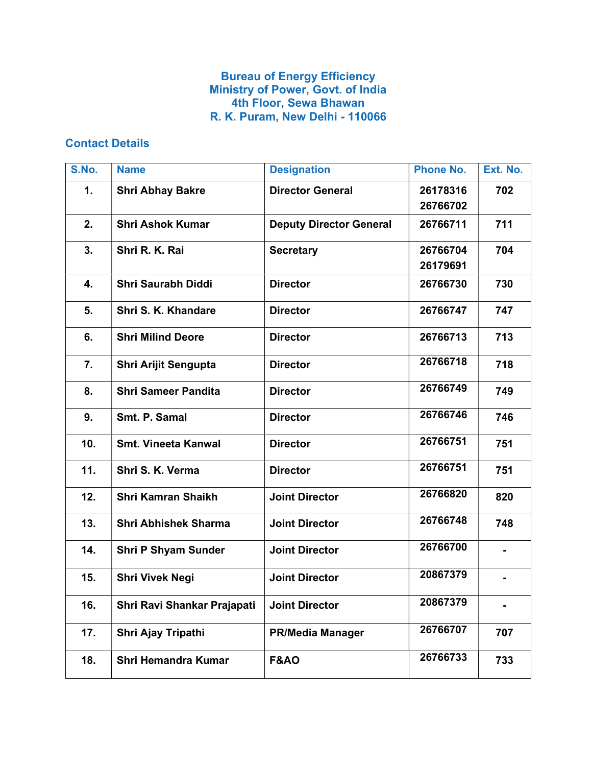# Bureau of Energy Efficiency
# Ministry of Power, Govt. of India
# 4th Floor, Sewa Bhawan
# R. K. Puram, New Delhi - 110066

## Contact Details

| S.No. | Name | Designation | Phone No. | Ext. No. |
|---|---|---|---|---|
| **1.** | **Shri Abhay Bakre** | **Director General** | **26178316 26766702** | **702** |
| **2.** | **Shri Ashok Kumar** | **Deputy Director General** | **26766711** | **711** |
| **3.** | **Shri R. K. Rai** | **Secretary** | **26766704 26179691** | **704** |
| **4.** | **Shri Saurabh Diddi** | **Director** | **26766730** | **730** |
| **5.** | **Shri S. K. Khandare** | **Director** | **26766747** | **747** |
| **6.** | **Shri Milind Deore** | **Director** | **26766713** | **713** |
| **7.** | **Shri Arijit Sengupta** | **Director** | **26766718** | **718** |
| **8.** | **Shri Sameer Pandita** | **Director** | **26766749** | **749** |
| **9.** | **Smt. P. Samal** | **Director** | **26766746** | **746** |
| **10.** | **Smt. Vineeta Kanwal** | **Director** | **26766751** | **751** |
| **11.** | **Shri S. K. Verma** | **Director** | **26766751** | **751** |
| **12.** | **Shri Kamran Shaikh** | **Joint Director** | **26766820** | **820** |
| **13.** | **Shri Abhishek Sharma** | **Joint Director** | **26766748** | **748** |
| **14.** | **Shri P Shyam Sunder** | **Joint Director** | **26766700** | **-** |
| **15.** | **Shri Vivek Negi** | **Joint Director** | **20867379** | **-** |
| **16.** | **Shri Ravi Shankar Prajapati** | **Joint Director** | **20867379** | **-** |
| **17.** | **Shri Ajay Tripathi** | **PR/Media Manager** | **26766707** | **707** |
| **18.** | **Shri Hemandra Kumar** | **F&AO** | **26766733** | **733** |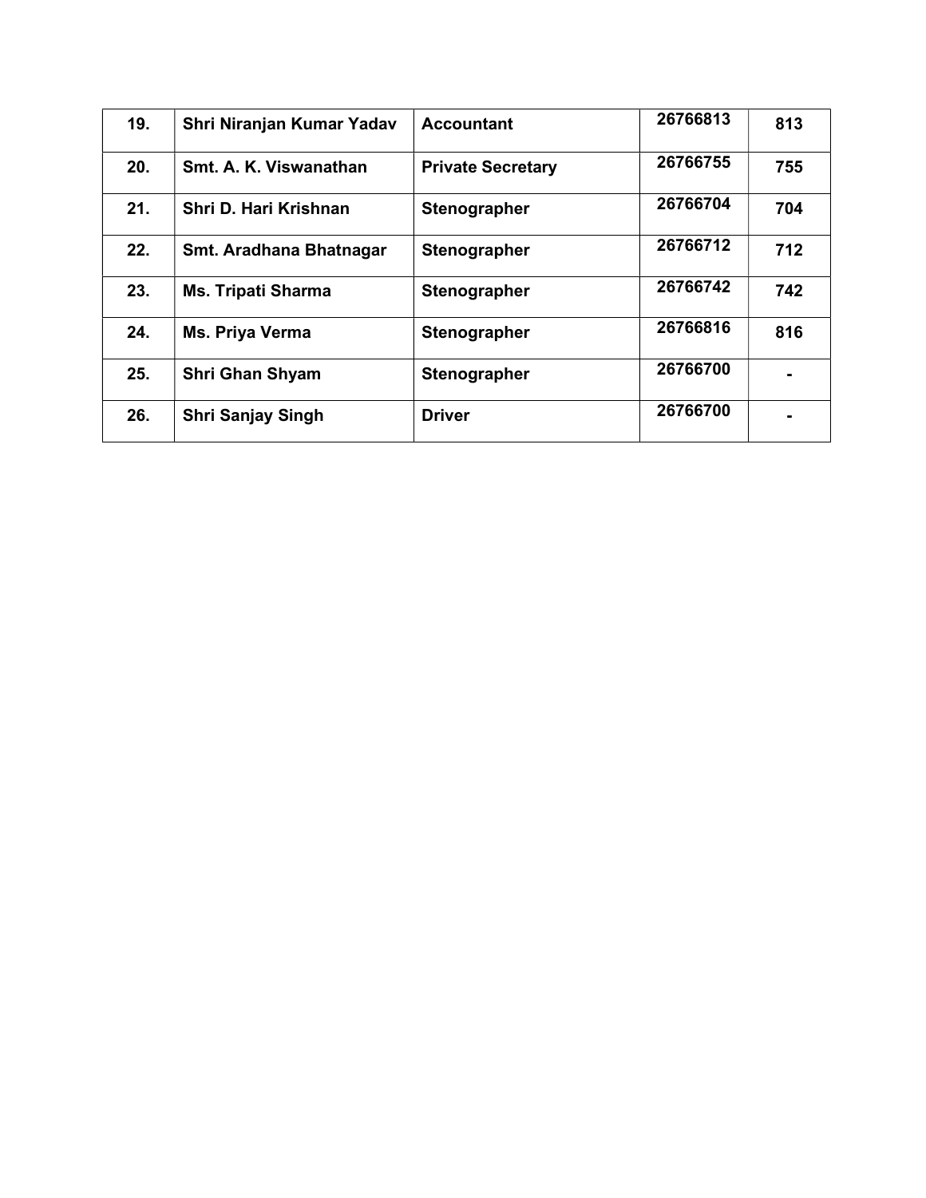| | | | | |
|---|---|---|---|---|
| **19.** | **Shri Niranjan Kumar Yadav** | **Accountant** | **26766813** | **813** |
| **20.** | **Smt. A. K. Viswanathan** | **Private Secretary** | **26766755** | **755** |
| **21.** | **Shri D. Hari Krishnan** | **Stenographer** | **26766704** | **704** |
| **22.** | **Smt. Aradhana Bhatnagar** | **Stenographer** | **26766712** | **712** |
| **23.** | **Ms. Tripati Sharma** | **Stenographer** | **26766742** | **742** |
| **24.** | **Ms. Priya Verma** | **Stenographer** | **26766816** | **816** |
| **25.** | **Shri Ghan Shyam** | **Stenographer** | **26766700** | **-** |
| **26.** | **Shri Sanjay Singh** | **Driver** | **26766700** | **-** |